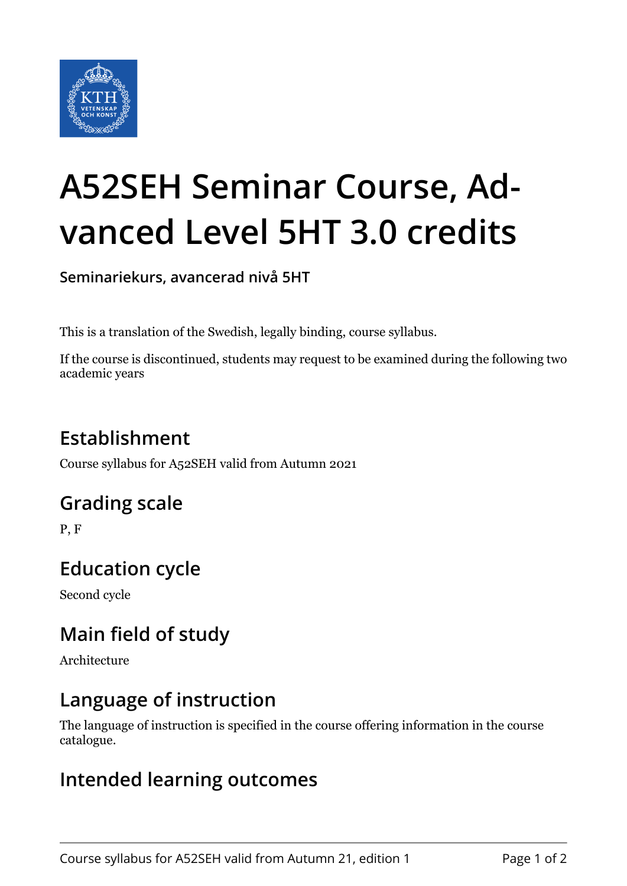# A52SEH Seminar Course, Advanced Level 5HT 3.0 credits

**Seminariekurs, avancerad nivå 5HT**

This is a translation of the Swedish, legally binding, course syllabus.

If the course is discontinued, students may request to be examined during the following two academic years

## Establishment

Course syllabus for A52SEH valid from Autumn 2021

## Grading scale

P, F

## Education cycle

Second cycle

## Main field of study

Architecture

## Language of instruction

The language of instruction is specified in the course offering information in the course catalogue.

## Intended learning outcomes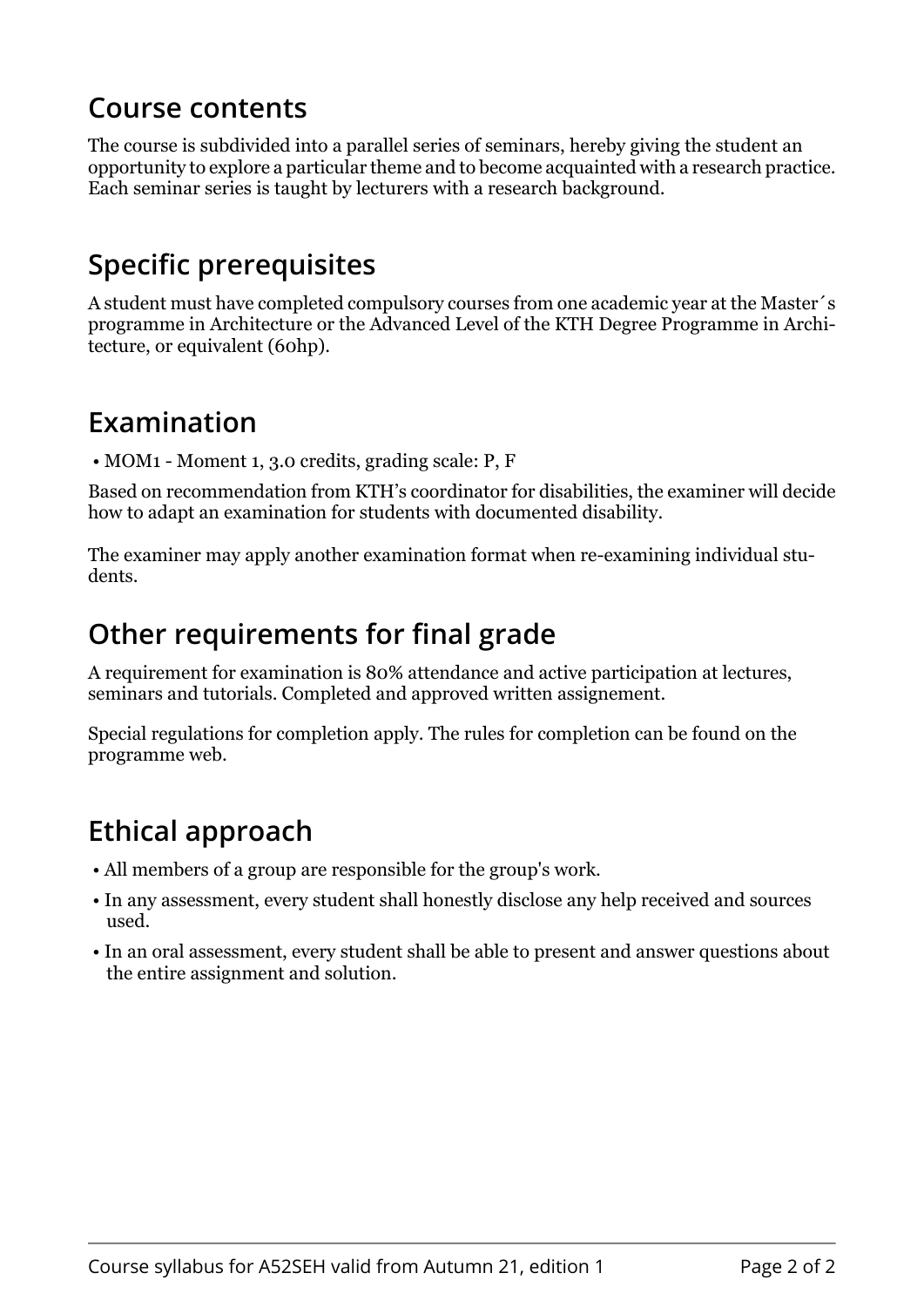## Course contents

The course is subdivided into a parallel series of seminars, hereby giving the student an opportunity to explore a particular theme and to become acquainted with a research practice. Each seminar series is taught by lecturers with a research background.

## Specific prerequisites

A student must have completed compulsory courses from one academic year at the Master´s programme in Architecture or the Advanced Level of the KTH Degree Programme in Architecture, or equivalent (60hp).

## Examination

- MOM1 - Moment 1, 3.0 credits, grading scale: P, F

Based on recommendation from KTH's coordinator for disabilities, the examiner will decide how to adapt an examination for students with documented disability.

The examiner may apply another examination format when re-examining individual students.

## Other requirements for final grade

A requirement for examination is 80% attendance and active participation at lectures, seminars and tutorials. Completed and approved written assignement.

Special regulations for completion apply. The rules for completion can be found on the programme web.

## Ethical approach

- All members of a group are responsible for the group's work.
- In any assessment, every student shall honestly disclose any help received and sources used.
- In an oral assessment, every student shall be able to present and answer questions about the entire assignment and solution.